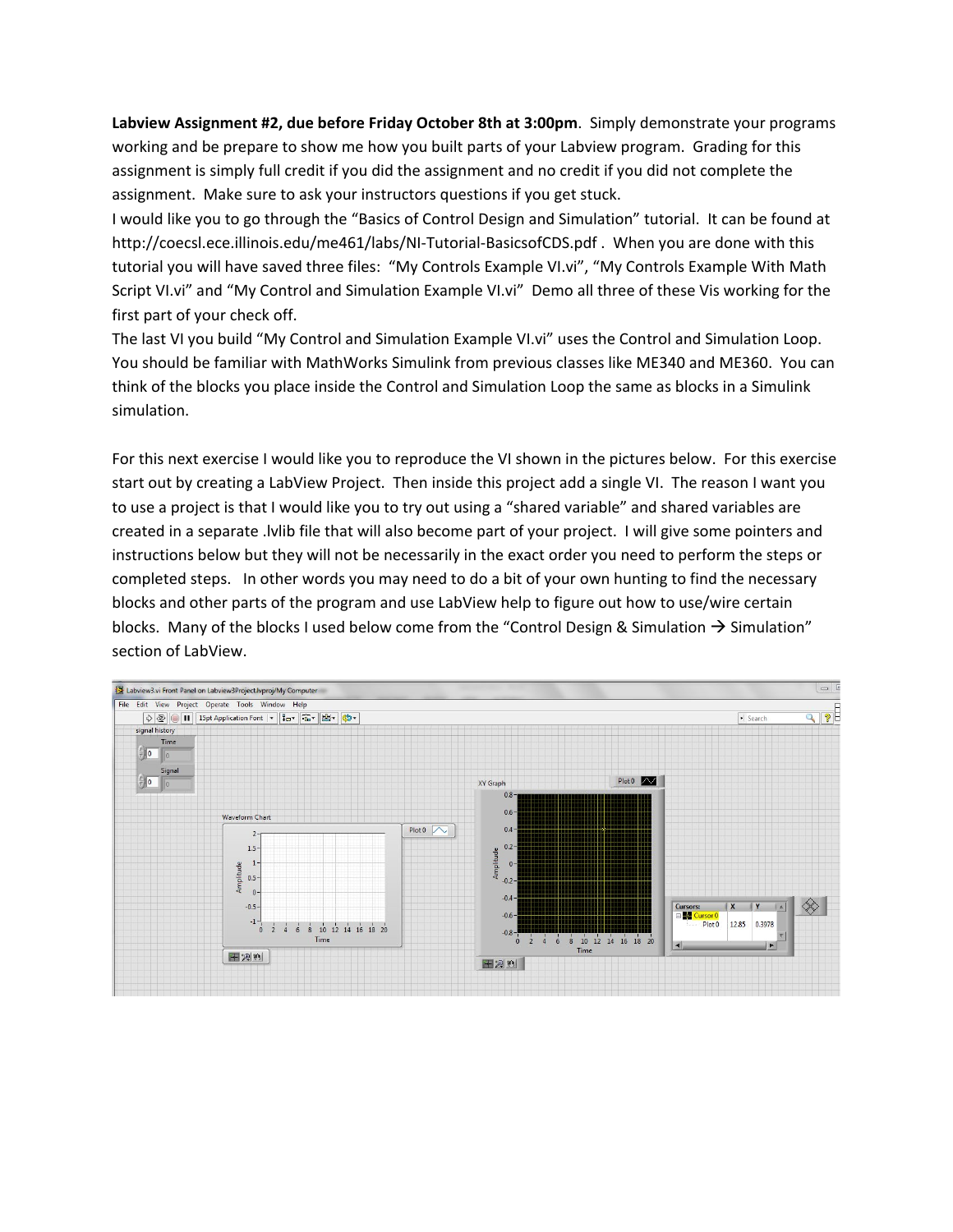**Labview Assignment #2, due before Friday October 8th at 3:00pm**. Simply demonstrate your programs working and be prepare to show me how you built parts of your Labview program. Grading for this assignment is simply full credit if you did the assignment and no credit if you did not complete the assignment. Make sure to ask your instructors questions if you get stuck.

I would like you to go through the "Basics of Control Design and Simulation" tutorial. It can be found at http://coecsl.ece.illinois.edu/me461/labs/NI-Tutorial-BasicsofCDS.pdf . When you are done with this tutorial you will have saved three files: "My Controls Example VI.vi", "My Controls Example With Math Script VI.vi" and "My Control and Simulation Example VI.vi" Demo all three of these Vis working for the first part of your check off.

The last VI you build "My Control and Simulation Example VI.vi" uses the Control and Simulation Loop. You should be familiar with MathWorks Simulink from previous classes like ME340 and ME360. You can think of the blocks you place inside the Control and Simulation Loop the same as blocks in a Simulink simulation.

For this next exercise I would like you to reproduce the VI shown in the pictures below. For this exercise start out by creating a LabView Project. Then inside this project add a single VI. The reason I want you to use a project is that I would like you to try out using a "shared variable" and shared variables are created in a separate .lvlib file that will also become part of your project. I will give some pointers and instructions below but they will not be necessarily in the exact order you need to perform the steps or completed steps. In other words you may need to do a bit of your own hunting to find the necessary blocks and other parts of the program and use LabView help to figure out how to use/wire certain blocks. Many of the blocks I used below come from the "Control Design & Simulation → Simulation" section of LabView.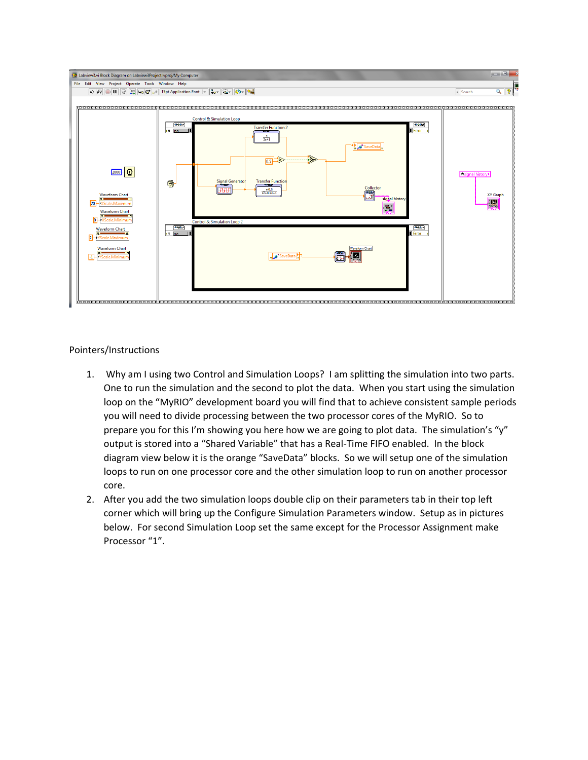Pointers/Instructions

1. Why am I using two Control and Simulation Loops? I am splitting the simulation into two parts. One to run the simulation and the second to plot the data. When you start using the simulation loop on the “MyRIO” development board you will find that to achieve consistent sample periods you will need to divide processing between the two processor cores of the MyRIO. So to prepare you for this I’m showing you here how we are going to plot data. The simulation’s “y” output is stored into a “Shared Variable” that has a Real-Time FIFO enabled. In the block diagram view below it is the orange “SaveData” blocks. So we will setup one of the simulation loops to run on one processor core and the other simulation loop to run on another processor core.
2. After you add the two simulation loops double clip on their parameters tab in their top left corner which will bring up the Configure Simulation Parameters window. Setup as in pictures below. For second Simulation Loop set the same except for the Processor Assignment make Processor “1”.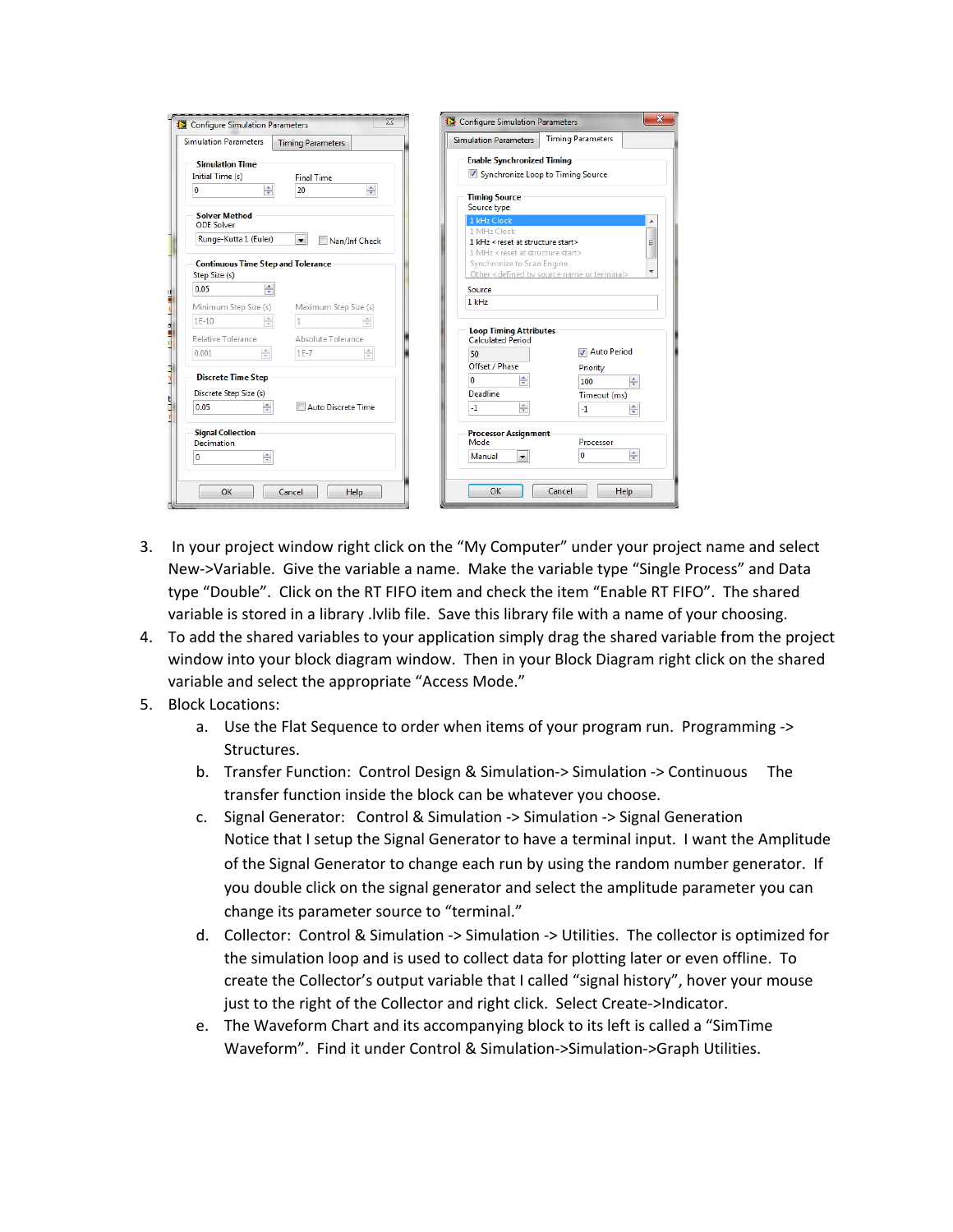3. In your project window right click on the "My Computer" under your project name and select New->Variable. Give the variable a name. Make the variable type "Single Process" and Data type "Double". Click on the RT FIFO item and check the item "Enable RT FIFO". The shared variable is stored in a library .lvlib file. Save this library file with a name of your choosing.
4. To add the shared variables to your application simply drag the shared variable from the project window into your block diagram window. Then in your Block Diagram right click on the shared variable and select the appropriate "Access Mode."
5. Block Locations:
   a. Use the Flat Sequence to order when items of your program run. Programming -> Structures.
   b. Transfer Function: Control Design & Simulation-> Simulation -> Continuous The transfer function inside the block can be whatever you choose.
   c. Signal Generator: Control & Simulation -> Simulation -> Signal Generation
      Notice that I setup the Signal Generator to have a terminal input. I want the Amplitude of the Signal Generator to change each run by using the random number generator. If you double click on the signal generator and select the amplitude parameter you can change its parameter source to "terminal."
   d. Collector: Control & Simulation -> Simulation -> Utilities. The collector is optimized for the simulation loop and is used to collect data for plotting later or even offline. To create the Collector's output variable that I called "signal history", hover your mouse just to the right of the Collector and right click. Select Create->Indicator.
   e. The Waveform Chart and its accompanying block to its left is called a "SimTime Waveform". Find it under Control & Simulation->Simulation->Graph Utilities.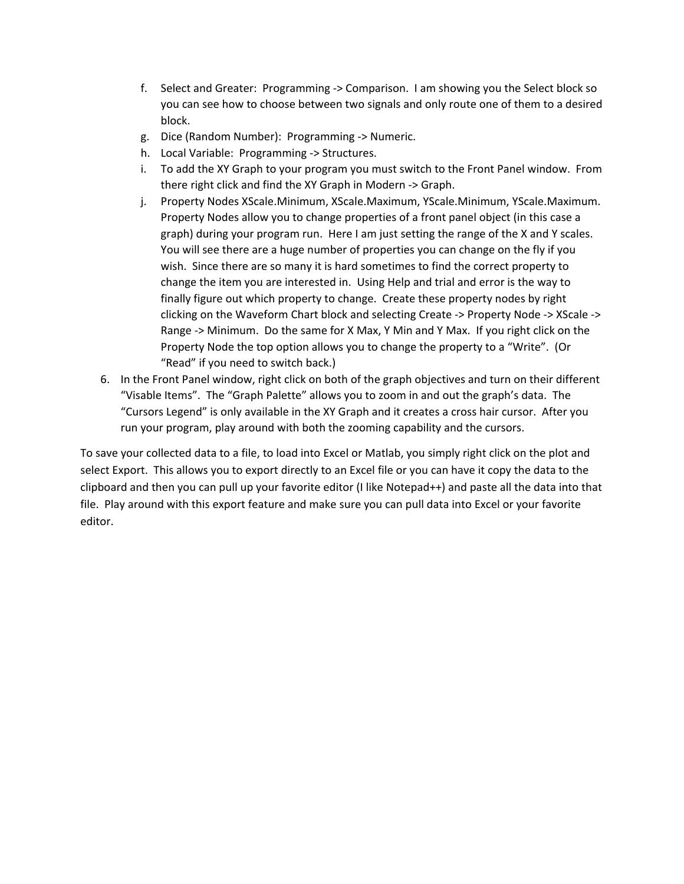f. Select and Greater: Programming -> Comparison. I am showing you the Select block so you can see how to choose between two signals and only route one of them to a desired block.

g. Dice (Random Number): Programming -> Numeric.

h. Local Variable: Programming -> Structures.

i. To add the XY Graph to your program you must switch to the Front Panel window. From there right click and find the XY Graph in Modern -> Graph.

j. Property Nodes XScale.Minimum, XScale.Maximum, YScale.Minimum, YScale.Maximum. Property Nodes allow you to change properties of a front panel object (in this case a graph) during your program run. Here I am just setting the range of the X and Y scales. You will see there are a huge number of properties you can change on the fly if you wish. Since there are so many it is hard sometimes to find the correct property to change the item you are interested in. Using Help and trial and error is the way to finally figure out which property to change. Create these property nodes by right clicking on the Waveform Chart block and selecting Create -> Property Node -> XScale -> Range -> Minimum. Do the same for X Max, Y Min and Y Max. If you right click on the Property Node the top option allows you to change the property to a "Write". (Or "Read" if you need to switch back.)

6. In the Front Panel window, right click on both of the graph objectives and turn on their different "Visable Items". The "Graph Palette" allows you to zoom in and out the graph's data. The "Cursors Legend" is only available in the XY Graph and it creates a cross hair cursor. After you run your program, play around with both the zooming capability and the cursors.

To save your collected data to a file, to load into Excel or Matlab, you simply right click on the plot and select Export. This allows you to export directly to an Excel file or you can have it copy the data to the clipboard and then you can pull up your favorite editor (I like Notepad++) and paste all the data into that file. Play around with this export feature and make sure you can pull data into Excel or your favorite editor.